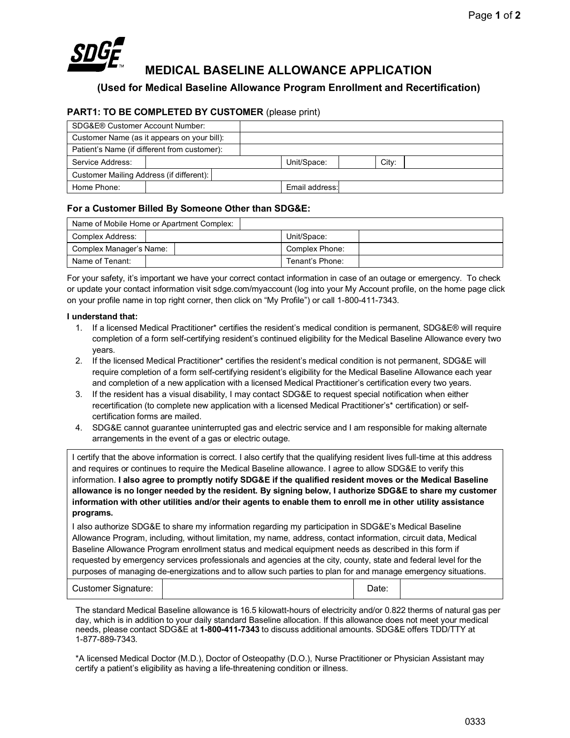# MEDICAL BASELINE ALLOWANCE APPLICATION

## (Used for Medical Baseline Allowance Program Enrollment and Recertification)

### PART1: TO BE COMPLETED BY CUSTOMER (please print)

| | | | | | |
|---|---|---|---|---|---|
| SDG&E® Customer Account Number: | | | | | |
| Customer Name (as it appears on your bill): | | | | | |
| Patient's Name (if different from customer): | | | | | |
| Service Address: | | Unit/Space: | | City: | |
| Customer Mailing Address (if different): | | | | | |
| Home Phone: | | Email address: | | | |

### For a Customer Billed By Someone Other than SDG&E:

| | | | |
|---|---|---|---|
| Name of Mobile Home or Apartment Complex: | | | |
| Complex Address: | | Unit/Space: | |
| Complex Manager's Name: | | Complex Phone: | |
| Name of Tenant: | | Tenant's Phone: | |

For your safety, it's important we have your correct contact information in case of an outage or emergency. To check or update your contact information visit sdge.com/myaccount (log into your My Account profile, on the home page click on your profile name in top right corner, then click on "My Profile") or call 1-800-411-7343.

**I understand that:**

1. If a licensed Medical Practitioner* certifies the resident's medical condition is permanent, SDG&E® will require completion of a form self-certifying resident's continued eligibility for the Medical Baseline Allowance every two years.
2. If the licensed Medical Practitioner* certifies the resident's medical condition is not permanent, SDG&E will require completion of a form self-certifying resident's eligibility for the Medical Baseline Allowance each year and completion of a new application with a licensed Medical Practitioner's certification every two years.
3. If the resident has a visual disability, I may contact SDG&E to request special notification when either recertification (to complete new application with a licensed Medical Practitioner's* certification) or self-certification forms are mailed.
4. SDG&E cannot guarantee uninterrupted gas and electric service and I am responsible for making alternate arrangements in the event of a gas or electric outage.

I certify that the above information is correct. I also certify that the qualifying resident lives full-time at this address and requires or continues to require the Medical Baseline allowance. I agree to allow SDG&E to verify this information. **I also agree to promptly notify SDG&E if the qualified resident moves or the Medical Baseline allowance is no longer needed by the resident. By signing below, I authorize SDG&E to share my customer information with other utilities and/or their agents to enable them to enroll me in other utility assistance programs.**

I also authorize SDG&E to share my information regarding my participation in SDG&E's Medical Baseline Allowance Program, including, without limitation, my name, address, contact information, circuit data, Medical Baseline Allowance Program enrollment status and medical equipment needs as described in this form if requested by emergency services professionals and agencies at the city, county, state and federal level for the purposes of managing de-energizations and to allow such parties to plan for and manage emergency situations.

| | | | |
|---|---|---|---|
| Customer Signature: | | Date: | |

The standard Medical Baseline allowance is 16.5 kilowatt-hours of electricity and/or 0.822 therms of natural gas per day, which is in addition to your daily standard Baseline allocation. If this allowance does not meet your medical needs, please contact SDG&E at **1-800-411-7343** to discuss additional amounts. SDG&E offers TDD/TTY at 1-877-889-7343.

*A licensed Medical Doctor (M.D.), Doctor of Osteopathy (D.O.), Nurse Practitioner or Physician Assistant may certify a patient's eligibility as having a life-threatening condition or illness.

0333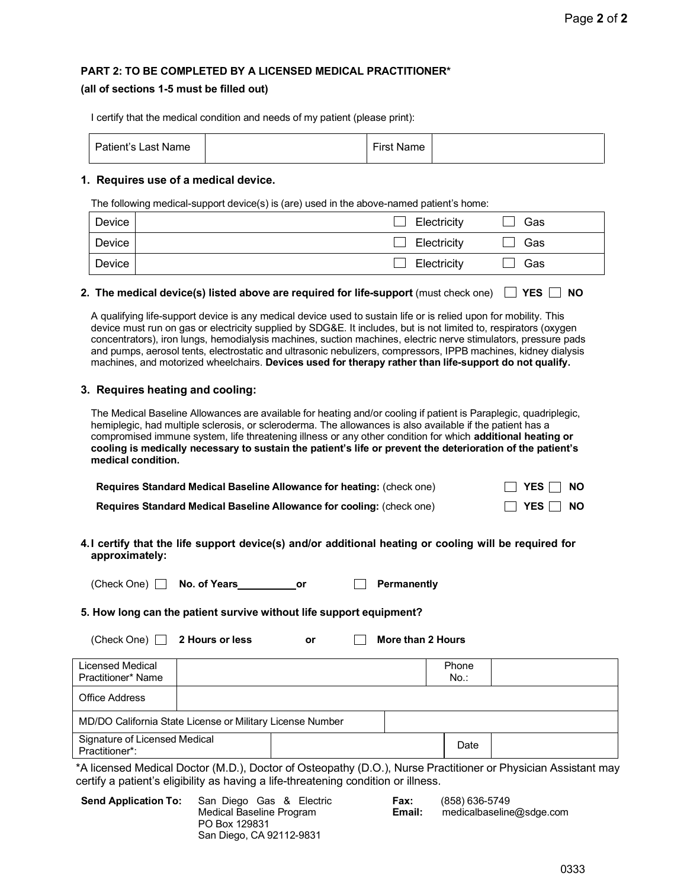**PART 2: TO BE COMPLETED BY A LICENSED MEDICAL PRACTITIONER***

**(all of sections 1-5 must be filled out)**

I certify that the medical condition and needs of my patient (please print):

| | | | |
|---|---|---|---|
| Patient's Last Name | | First Name | |

### 1. Requires use of a medical device.

The following medical-support device(s) is (are) used in the above-named patient's home:

| | | | |
|---|---|---|---|
| Device | | ☐ Electricity | ☐ Gas |
| Device | | ☐ Electricity | ☐ Gas |
| Device | | ☐ Electricity | ☐ Gas |

**2. The medical device(s) listed above are required for life-support** (must check one) ☐ **YES** ☐ **NO**

A qualifying life-support device is any medical device used to sustain life or is relied upon for mobility. This device must run on gas or electricity supplied by SDG&E. It includes, but is not limited to, respirators (oxygen concentrators), iron lungs, hemodialysis machines, suction machines, electric nerve stimulators, pressure pads and pumps, aerosol tents, electrostatic and ultrasonic nebulizers, compressors, IPPB machines, kidney dialysis machines, and motorized wheelchairs. **Devices used for therapy rather than life-support do not qualify.**

### 3. Requires heating and cooling:

The Medical Baseline Allowances are available for heating and/or cooling if patient is Paraplegic, quadriplegic, hemiplegic, had multiple sclerosis, or scleroderma. The allowances is also available if the patient has a compromised immune system, life threatening illness or any other condition for which **additional heating or cooling is medically necessary to sustain the patient's life or prevent the deterioration of the patient's medical condition.**

**Requires Standard Medical Baseline Allowance for heating:** (check one) ☐ **YES** ☐ **NO**

**Requires Standard Medical Baseline Allowance for cooling:** (check one) ☐ **YES** ☐ **NO**

**4. I certify that the life support device(s) and/or additional heating or cooling will be required for approximately:**

(Check One) ☐ **No. of Years__________or** ☐ **Permanently**

**5. How long can the patient survive without life support equipment?**

(Check One) ☐ **2 Hours or less** **or** ☐ **More than 2 Hours**

| | | | |
|---|---|---|---|
| Licensed Medical Practitioner* Name | | Phone No.: | |
| Office Address | | | |
| MD/DO California State License or Military License Number | | | |
| Signature of Licensed Medical Practitioner*: | | Date | |

*A licensed Medical Doctor (M.D.), Doctor of Osteopathy (D.O.), Nurse Practitioner or Physician Assistant may certify a patient's eligibility as having a life-threatening condition or illness.

**Send Application To:** San Diego Gas & Electric
Medical Baseline Program
PO Box 129831
San Diego, CA 92112-9831

**Fax:** (858) 636-5749
**Email:** medicalbaseline@sdge.com

0333